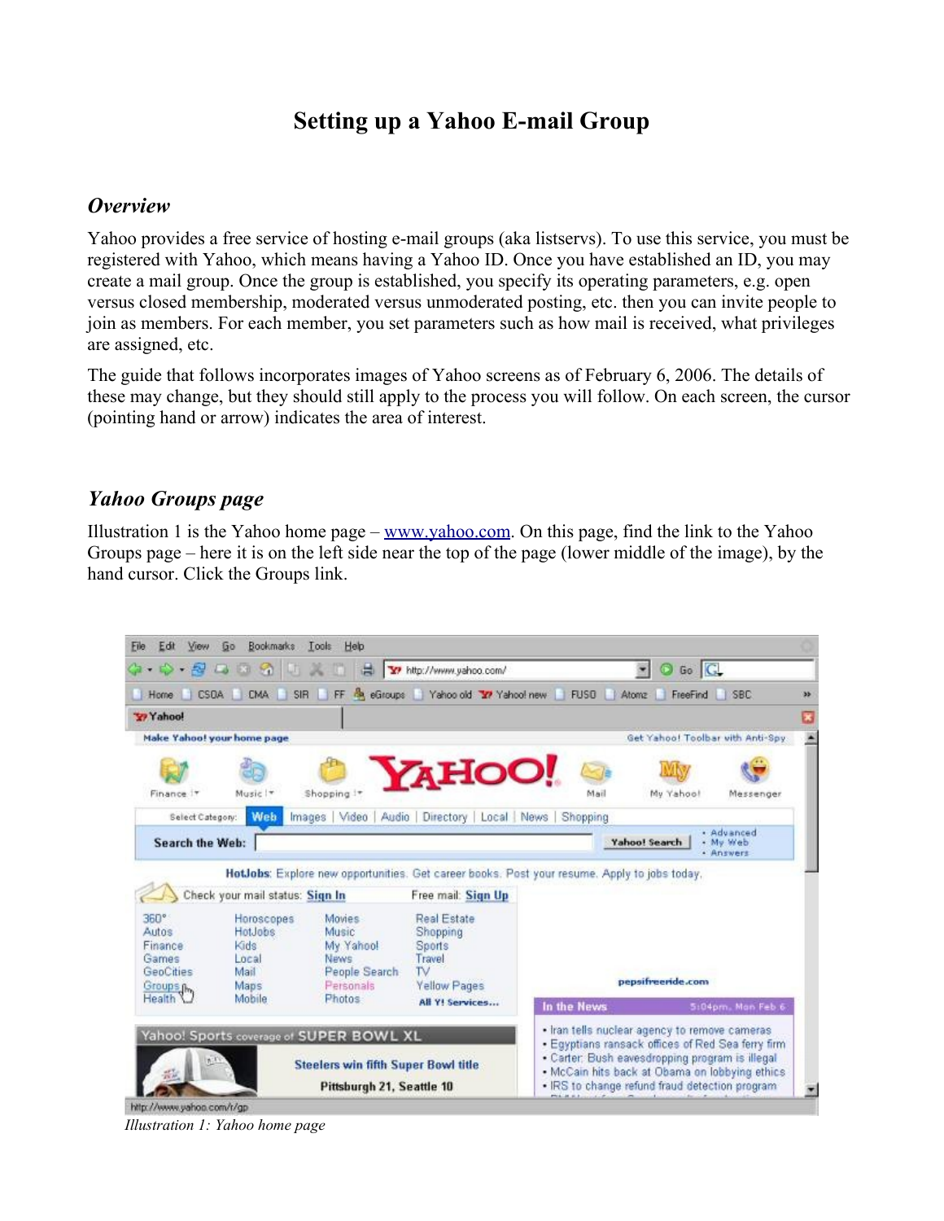# Setting up a Yahoo E-mail Group

## *Overview*

Yahoo provides a free service of hosting e-mail groups (aka listservs). To use this service, you must be registered with Yahoo, which means having a Yahoo ID. Once you have established an ID, you may create a mail group. Once the group is established, you specify its operating parameters, e.g. open versus closed membership, moderated versus unmoderated posting, etc. then you can invite people to join as members. For each member, you set parameters such as how mail is received, what privileges are assigned, etc.

The guide that follows incorporates images of Yahoo screens as of February 6, 2006. The details of these may change, but they should still apply to the process you will follow. On each screen, the cursor (pointing hand or arrow) indicates the area of interest.

## *Yahoo Groups page*

Illustration 1 is the Yahoo home page – [www.yahoo.com](http://www.yahoo.com). On this page, find the link to the Yahoo Groups page – here it is on the left side near the top of the page (lower middle of the image), by the hand cursor. Click the Groups link.

*Illustration 1: Yahoo home page*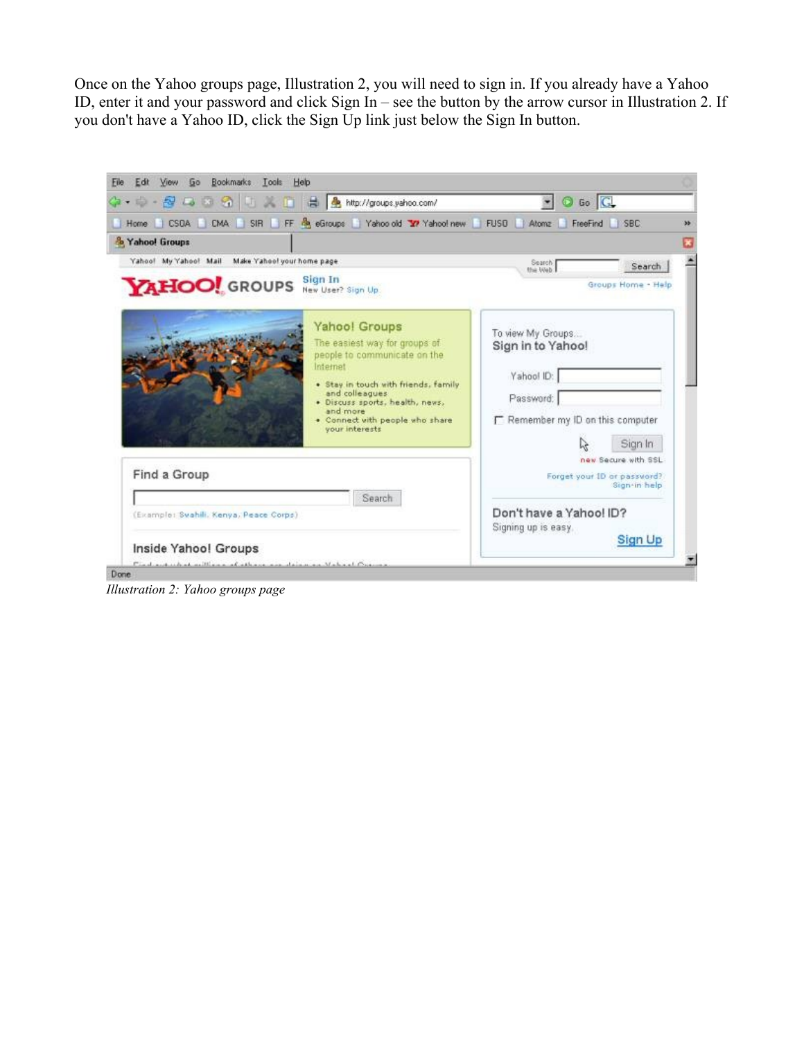Once on the Yahoo groups page, Illustration 2, you will need to sign in. If you already have a Yahoo ID, enter it and your password and click Sign In – see the button by the arrow cursor in Illustration 2. If you don't have a Yahoo ID, click the Sign Up link just below the Sign In button.

*Illustration 2: Yahoo groups page*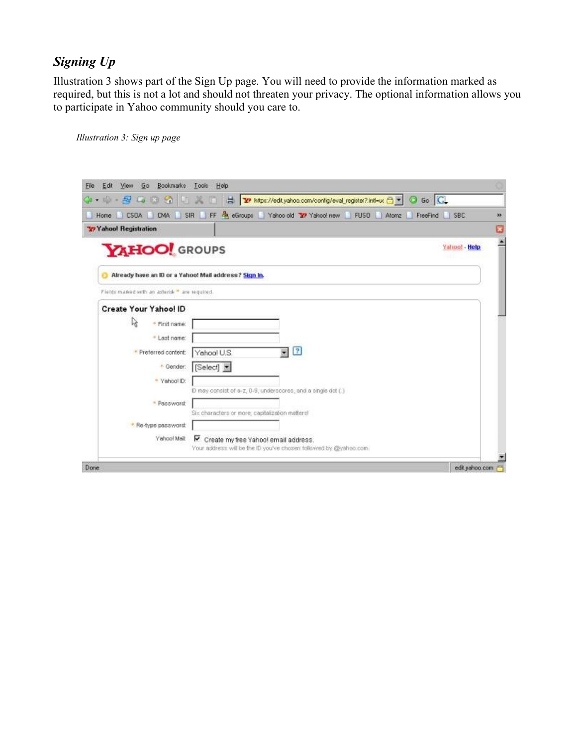## *Signing Up*

Illustration 3 shows part of the Sign Up page. You will need to provide the information marked as required, but this is not a lot and should not threaten your privacy. The optional information allows you to participate in Yahoo community should you care to.

*Illustration 3: Sign up page*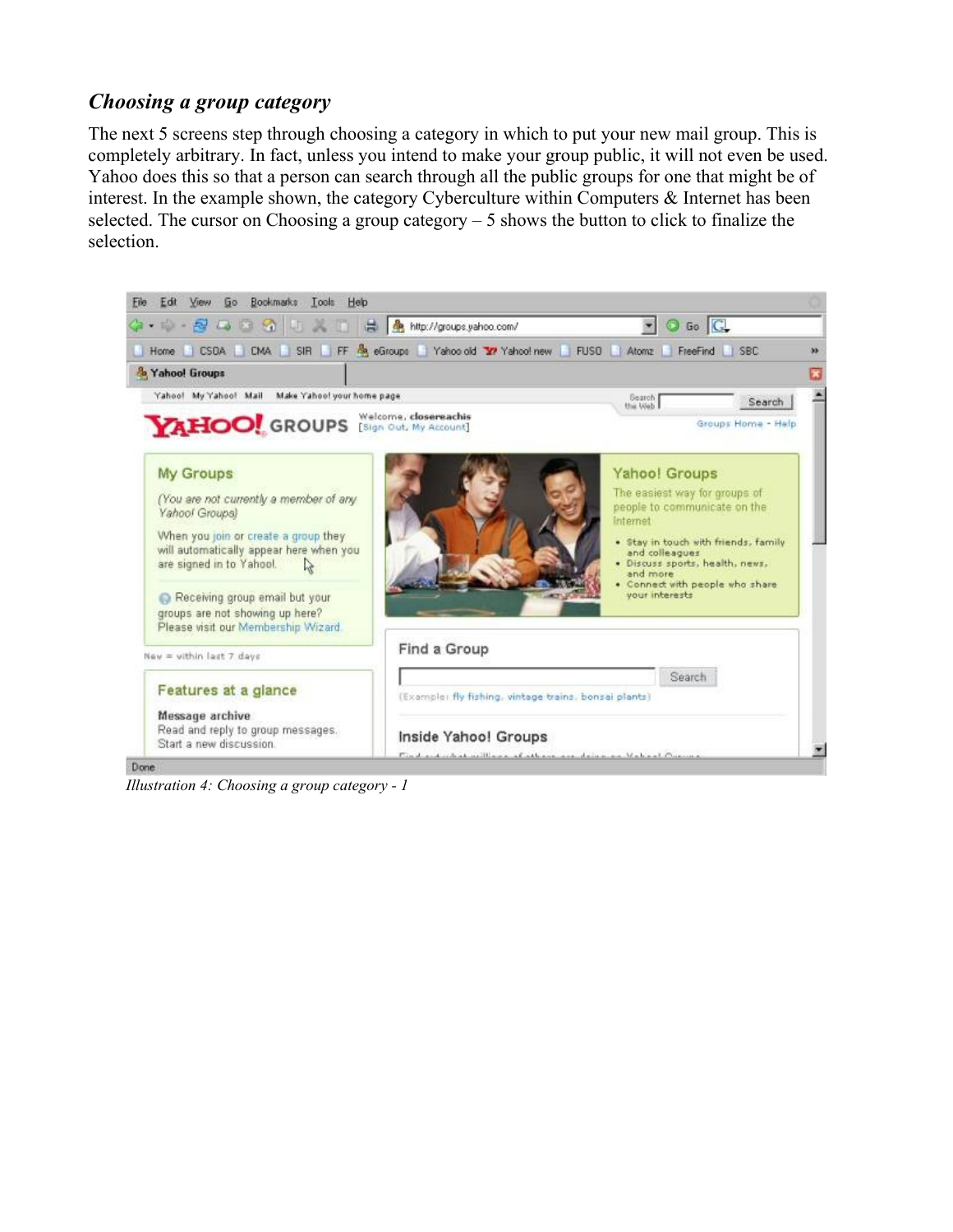### *Choosing a group category*

The next 5 screens step through choosing a category in which to put your new mail group. This is completely arbitrary. In fact, unless you intend to make your group public, it will not even be used. Yahoo does this so that a person can search through all the public groups for one that might be of interest. In the example shown, the category Cyberculture within Computers & Internet has been selected. The cursor on Choosing a group category – 5 shows the button to click to finalize the selection.

*Illustration 4: Choosing a group category - 1*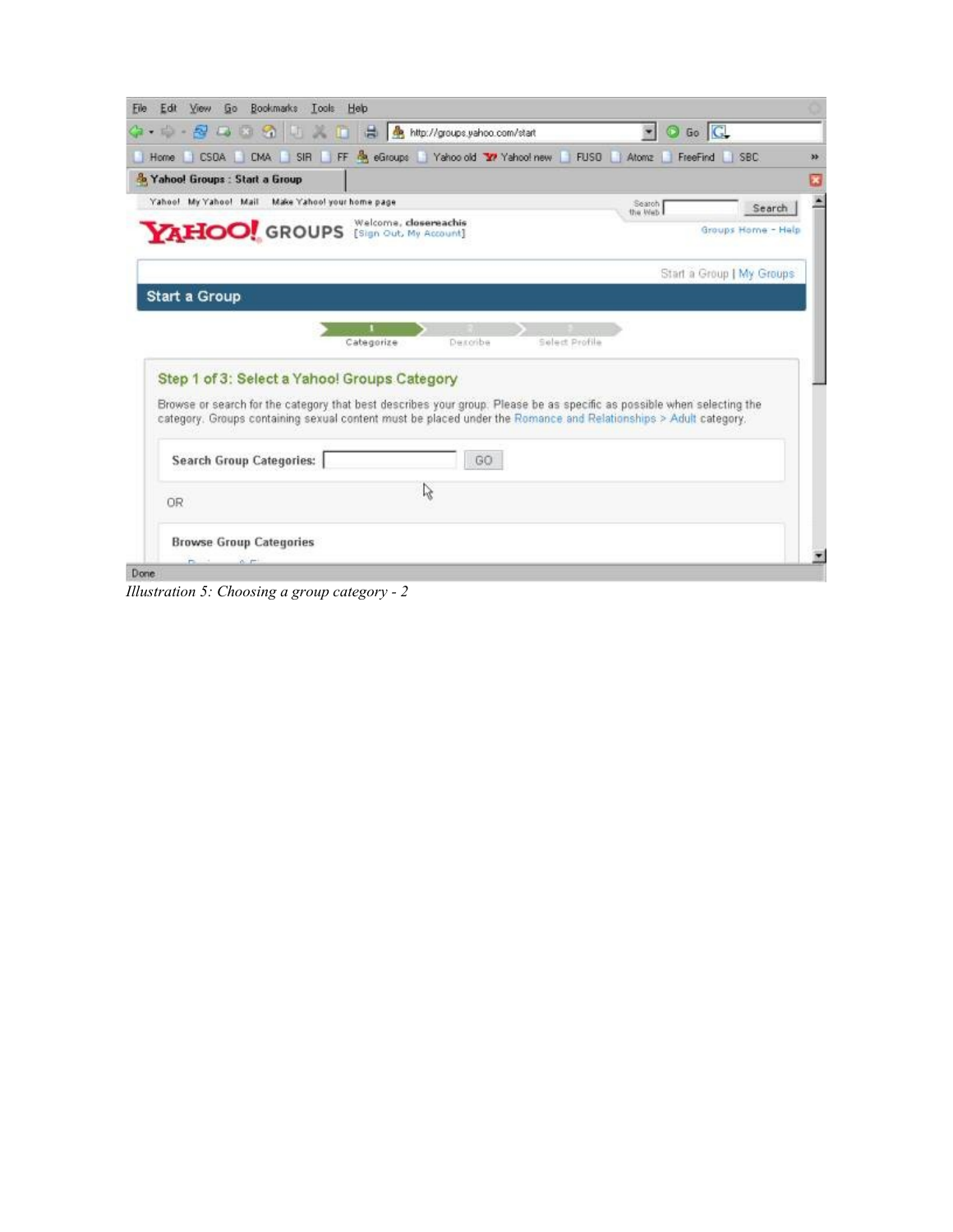Yahoo! Groups : Start a Group

http://groups.yahoo.com/start

YAHOO! GROUPS Welcome, closereachis [Sign Out, My Account]

Groups Home - Help

Start a Group | My Groups

## Start a Group

1 Categorize 2 Describe 3 Select Profile

### Step 1 of 3: Select a Yahoo! Groups Category

Browse or search for the category that best describes your group. Please be as specific as possible when selecting the category. Groups containing sexual content must be placed under the Romance and Relationships > Adult category.

Search Group Categories: GO

OR

Browse Group Categories

*Illustration 5: Choosing a group category - 2*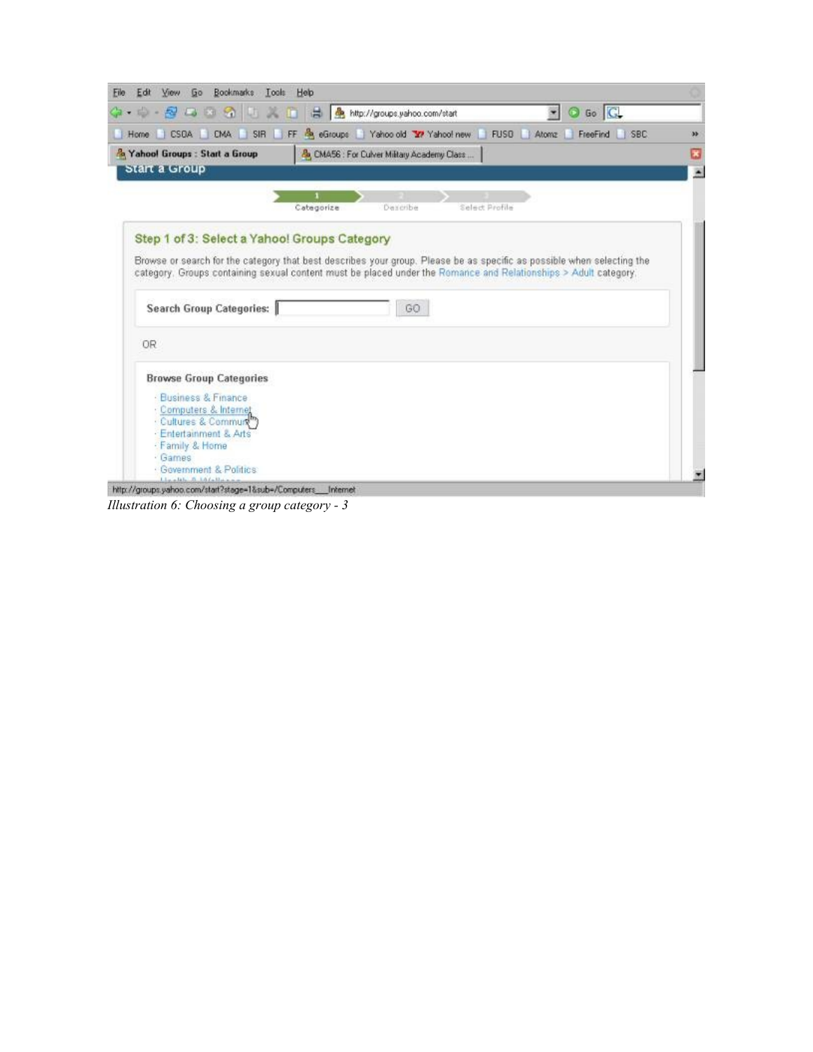*Illustration 6: Choosing a group category - 3*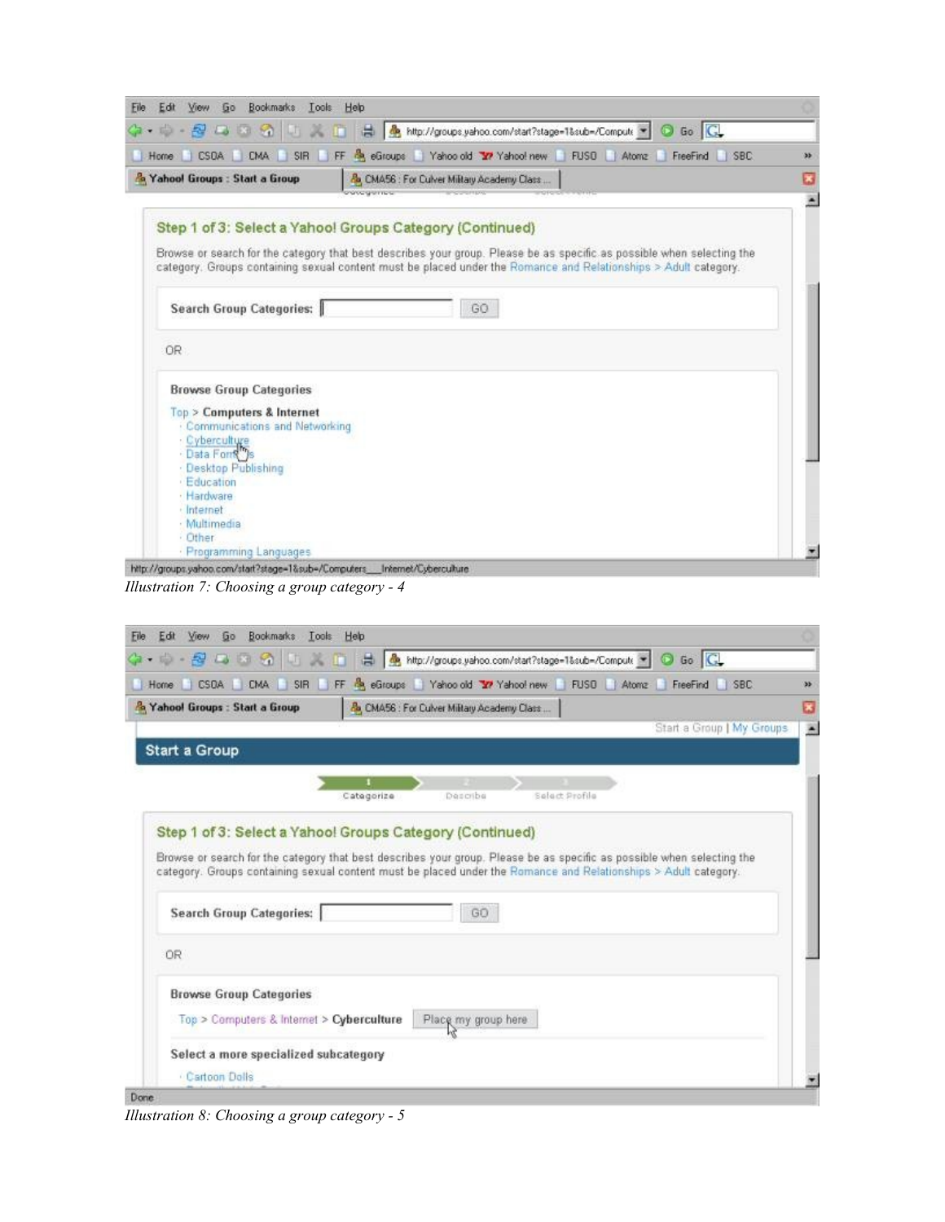Illustration 7: Choosing a group category - 4

Illustration 8: Choosing a group category - 5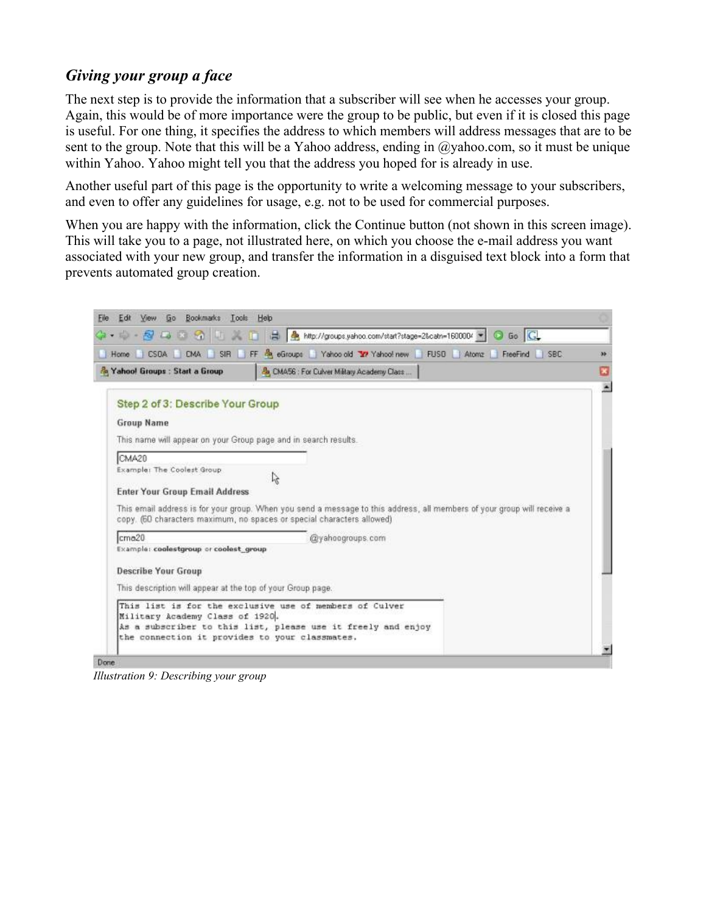### *Giving your group a face*

The next step is to provide the information that a subscriber will see when he accesses your group. Again, this would be of more importance were the group to be public, but even if it is closed this page is useful. For one thing, it specifies the address to which members will address messages that are to be sent to the group. Note that this will be a Yahoo address, ending in @yahoo.com, so it must be unique within Yahoo. Yahoo might tell you that the address you hoped for is already in use.

Another useful part of this page is the opportunity to write a welcoming message to your subscribers, and even to offer any guidelines for usage, e.g. not to be used for commercial purposes.

When you are happy with the information, click the Continue button (not shown in this screen image). This will take you to a page, not illustrated here, on which you choose the e-mail address you want associated with your new group, and transfer the information in a disguised text block into a form that prevents automated group creation.

*Illustration 9: Describing your group*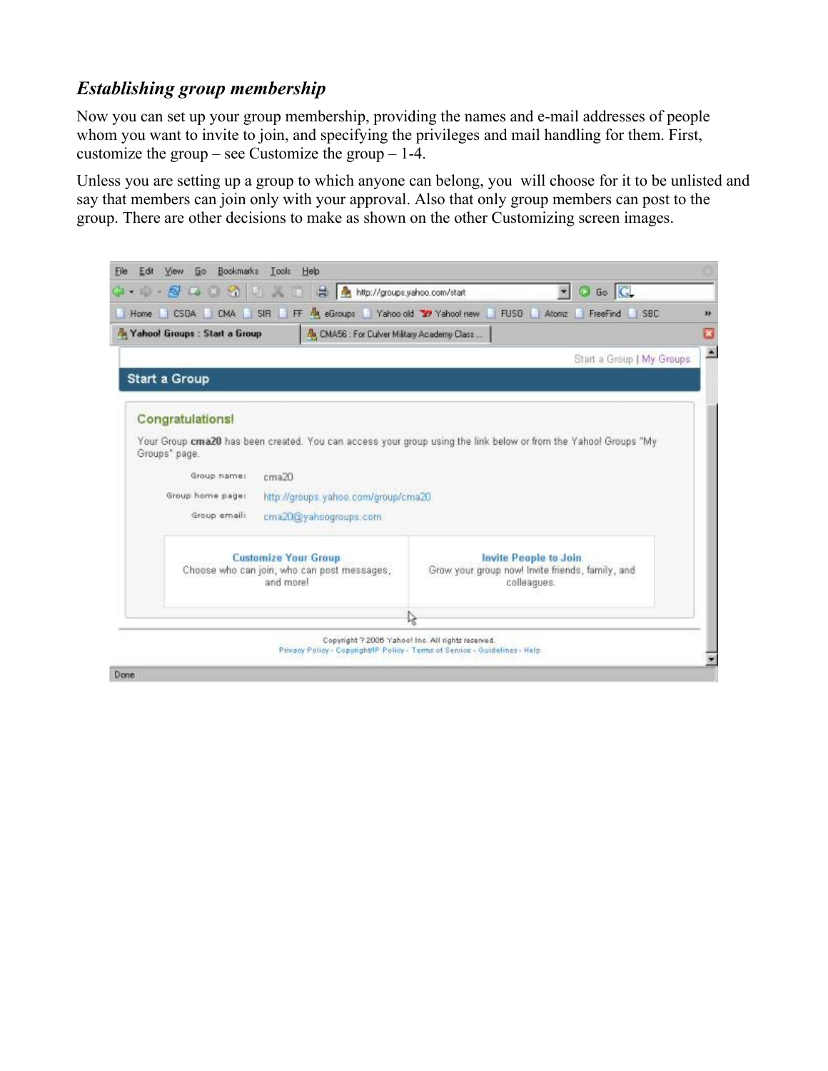### *Establishing group membership*

Now you can set up your group membership, providing the names and e-mail addresses of people whom you want to invite to join, and specifying the privileges and mail handling for them. First, customize the group – see Customize the group – 1-4.

Unless you are setting up a group to which anyone can belong, you will choose for it to be unlisted and say that members can join only with your approval. Also that only group members can post to the group. There are other decisions to make as shown on the other Customizing screen images.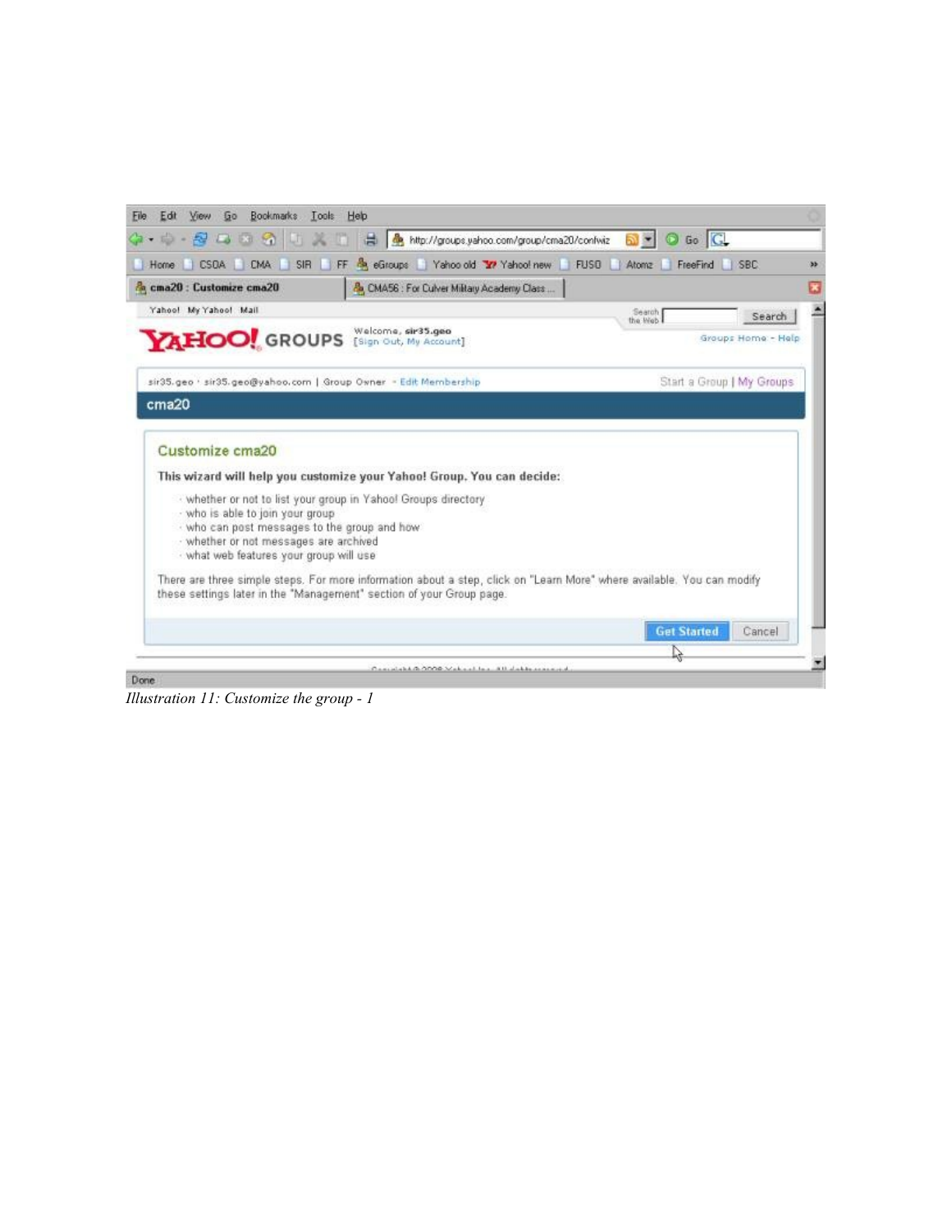Illustration 11: Customize the group - 1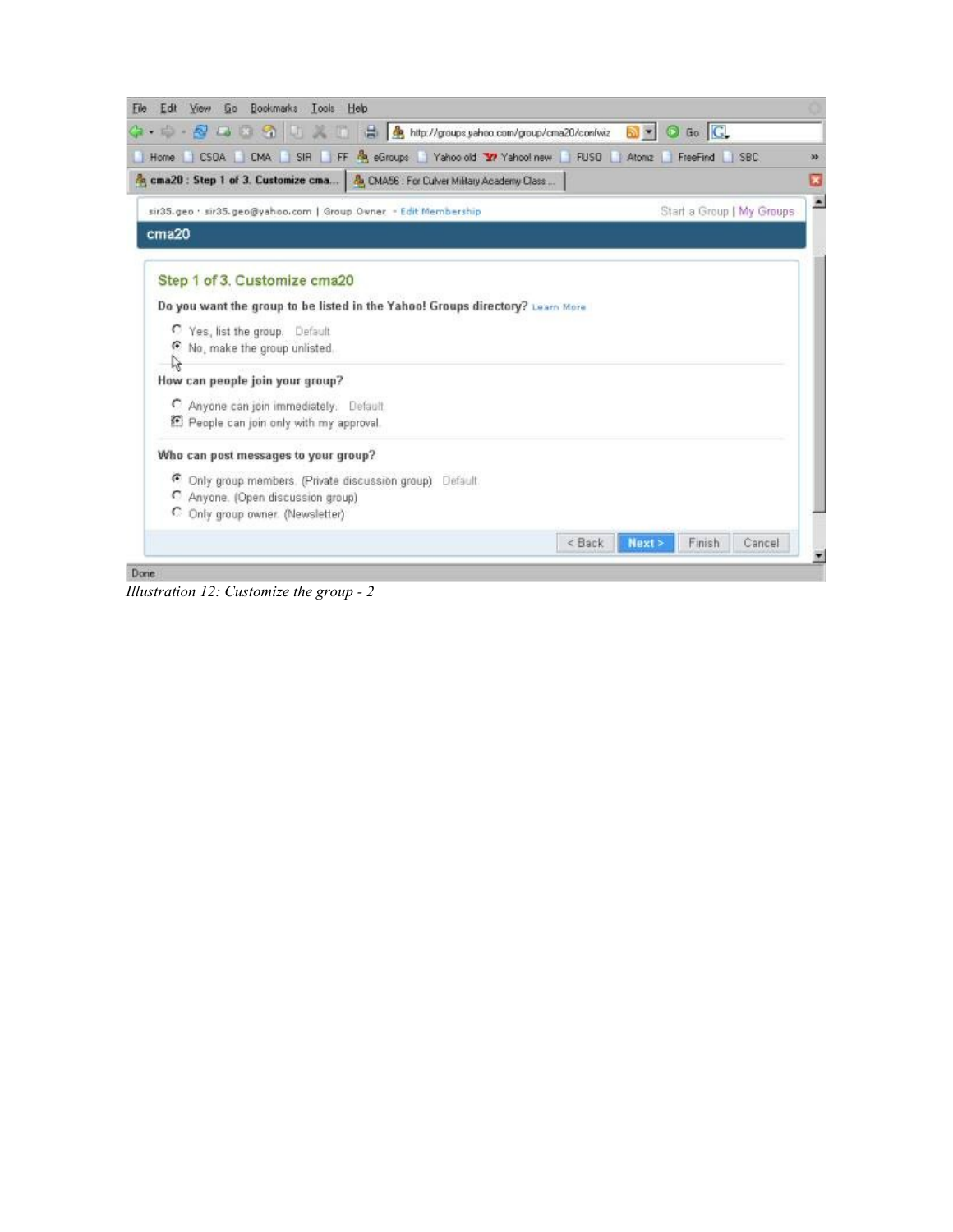Step 1 of 3. Customize cma20

**Do you want the group to be listed in the Yahoo! Groups directory?** Learn More

- Yes, list the group. Default
- No, make the group unlisted.

**How can people join your group?**

- Anyone can join immediately. Default
- People can join only with my approval.

**Who can post messages to your group?**

- Only group members. (Private discussion group) Default
- Anyone. (Open discussion group)
- Only group owner. (Newsletter)

< Back | Next > | Finish | Cancel

*Illustration 12: Customize the group - 2*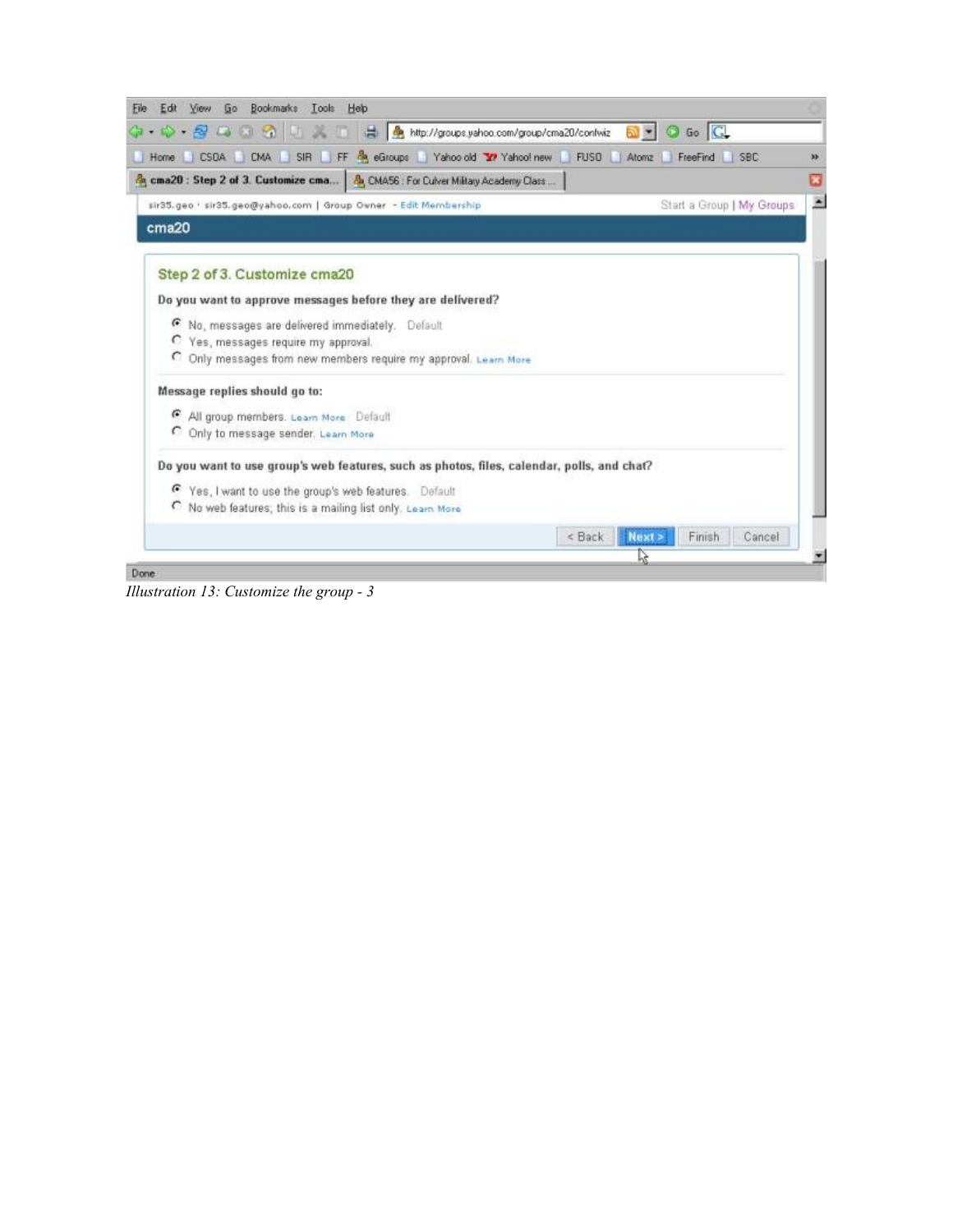**Step 2 of 3. Customize cma20**

**Do you want to approve messages before they are delivered?**

- (•) No, messages are delivered immediately. Default
- ( ) Yes, messages require my approval.
- ( ) Only messages from new members require my approval. Learn More

**Message replies should go to:**

- (•) All group members. Learn More Default
- ( ) Only to message sender. Learn More

**Do you want to use group's web features, such as photos, files, calendar, polls, and chat?**

- (•) Yes, I want to use the group's web features. Default
- ( ) No web features; this is a mailing list only. Learn More

< Back | Next > | Finish | Cancel

*Illustration 13: Customize the group - 3*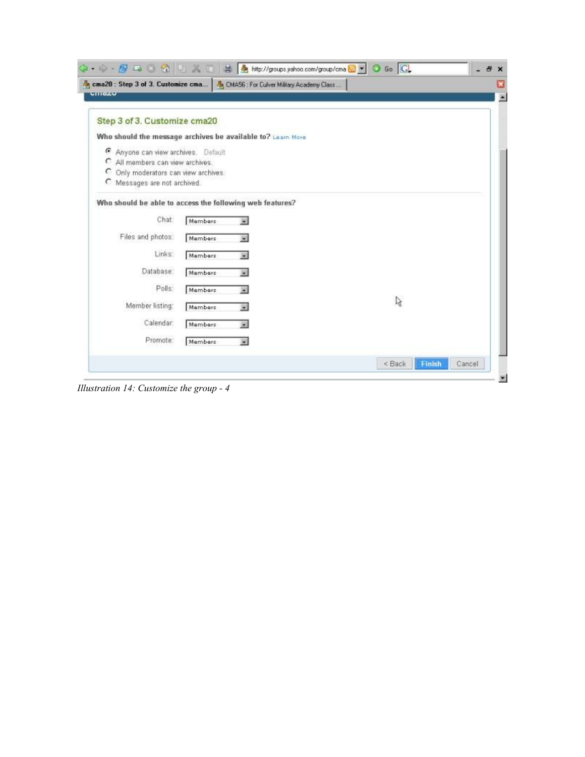Step 3 of 3. Customize cma20

Who should the message archives be available to? Learn More

- Anyone can view archives. Default
- All members can view archives.
- Only moderators can view archives.
- Messages are not archived.

Who should be able to access the following web features?

| | |
|---|---|
| Chat: | Members |
| Files and photos: | Members |
| Links: | Members |
| Database: | Members |
| Polls: | Members |
| Member listing: | Members |
| Calendar: | Members |
| Promote: | Members |

< Back | Finish | Cancel

*Illustration 14: Customize the group - 4*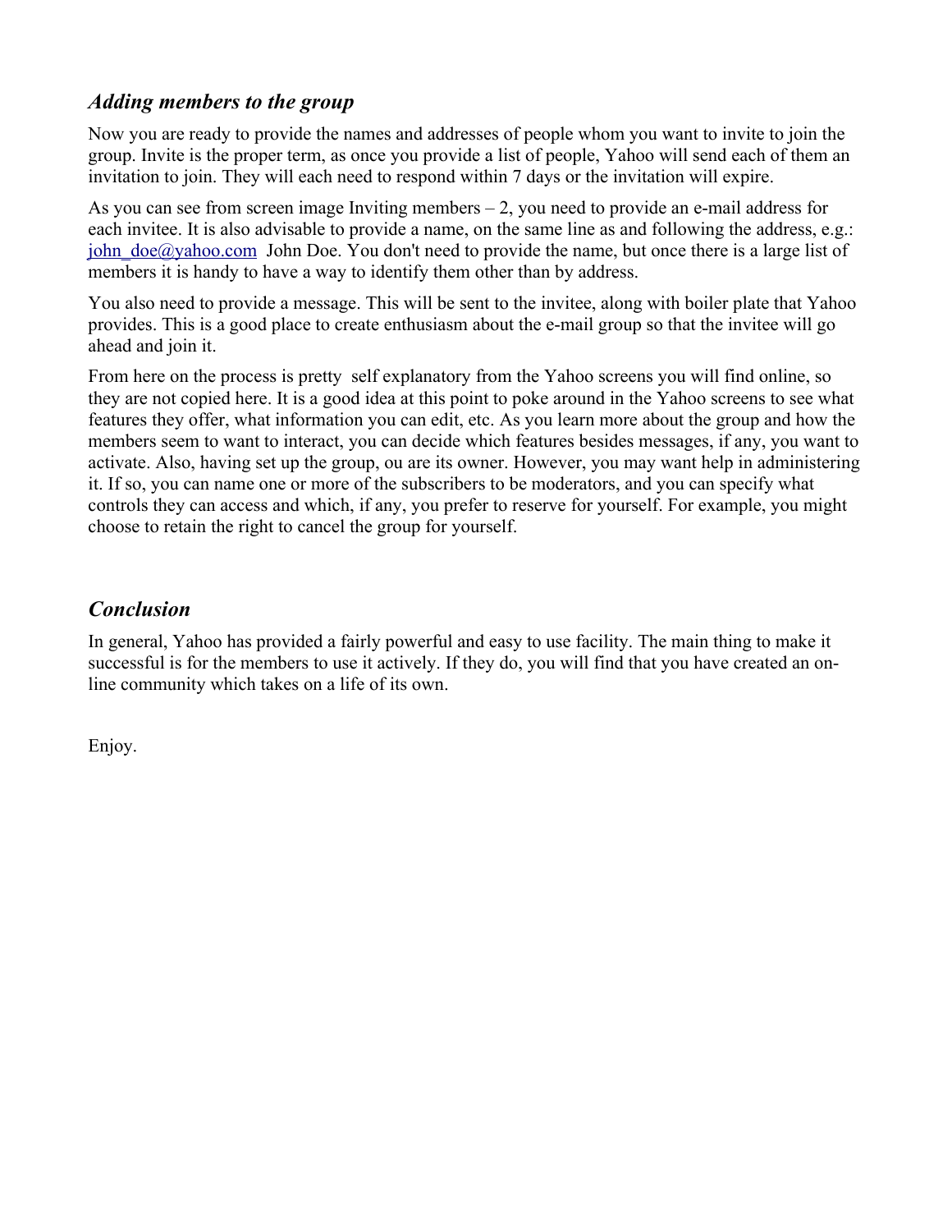### *Adding members to the group*

Now you are ready to provide the names and addresses of people whom you want to invite to join the group. Invite is the proper term, as once you provide a list of people, Yahoo will send each of them an invitation to join. They will each need to respond within 7 days or the invitation will expire.

As you can see from screen image Inviting members – 2, you need to provide an e-mail address for each invitee. It is also advisable to provide a name, on the same line as and following the address, e.g.: john_doe@yahoo.com  John Doe. You don't need to provide the name, but once there is a large list of members it is handy to have a way to identify them other than by address.

You also need to provide a message. This will be sent to the invitee, along with boiler plate that Yahoo provides. This is a good place to create enthusiasm about the e-mail group so that the invitee will go ahead and join it.

From here on the process is pretty  self explanatory from the Yahoo screens you will find online, so they are not copied here. It is a good idea at this point to poke around in the Yahoo screens to see what features they offer, what information you can edit, etc. As you learn more about the group and how the members seem to want to interact, you can decide which features besides messages, if any, you want to activate. Also, having set up the group, ou are its owner. However, you may want help in administering it. If so, you can name one or more of the subscribers to be moderators, and you can specify what controls they can access and which, if any, you prefer to reserve for yourself. For example, you might choose to retain the right to cancel the group for yourself.

### *Conclusion*

In general, Yahoo has provided a fairly powerful and easy to use facility. The main thing to make it successful is for the members to use it actively. If they do, you will find that you have created an on-line community which takes on a life of its own.

Enjoy.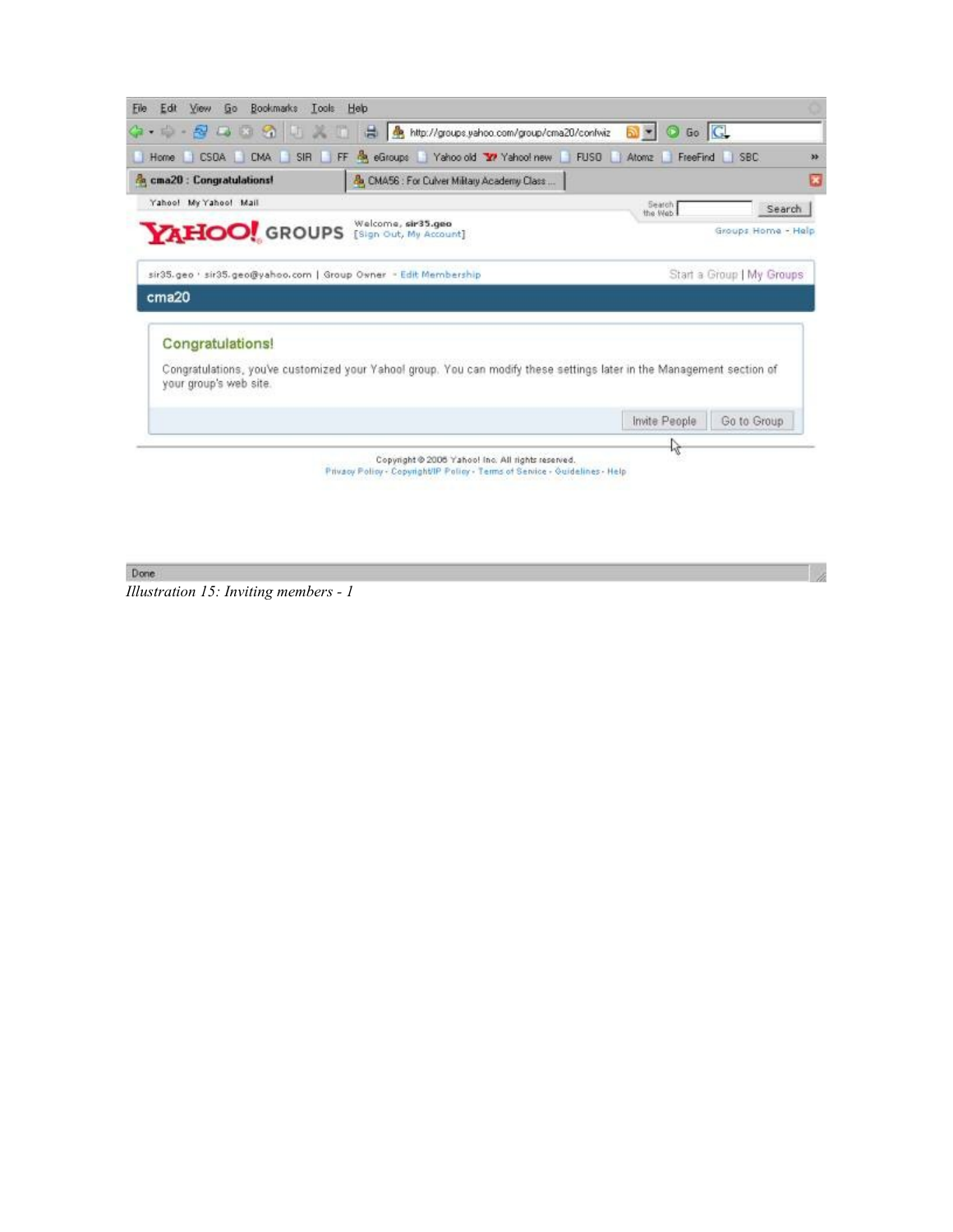Illustration 15: Inviting members - 1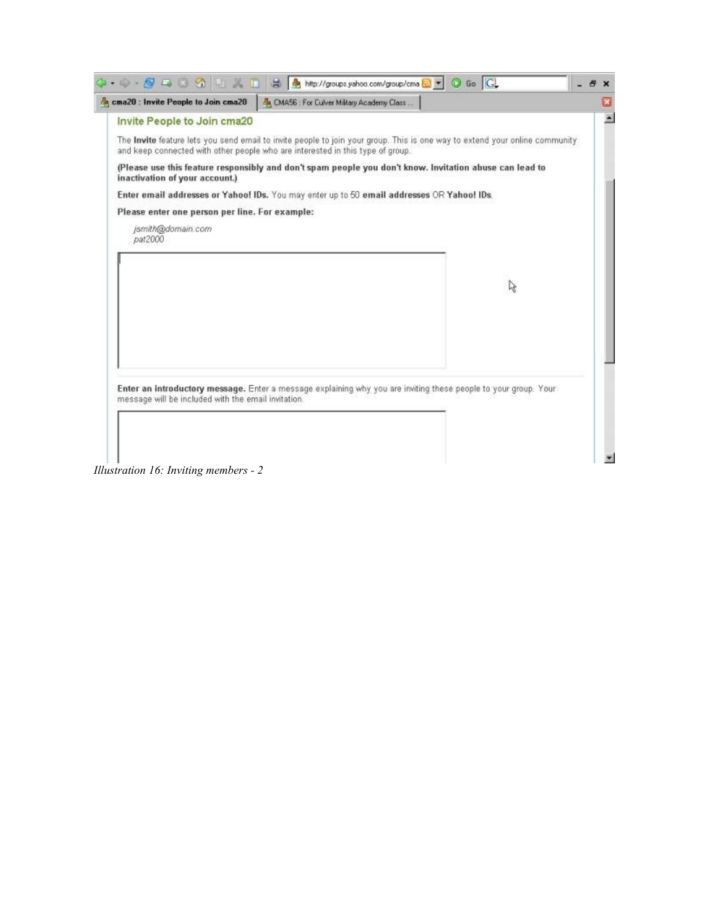## Invite People to Join cma20

The **Invite** feature lets you send email to invite people to join your group. This is one way to extend your online community and keep connected with other people who are interested in this type of group.

**(Please use this feature responsibly and don't spam people you don't know. Invitation abuse can lead to inactivation of your account.)**

**Enter email addresses or Yahoo! IDs.** You may enter up to 50 **email addresses** OR **Yahoo! IDs**.

**Please enter one person per line. For example:**

*jsmith@domain.com*
*pat2000*

**Enter an introductory message.** Enter a message explaining why you are inviting these people to your group. Your message will be included with the email invitation.

*Illustration 16: Inviting members - 2*